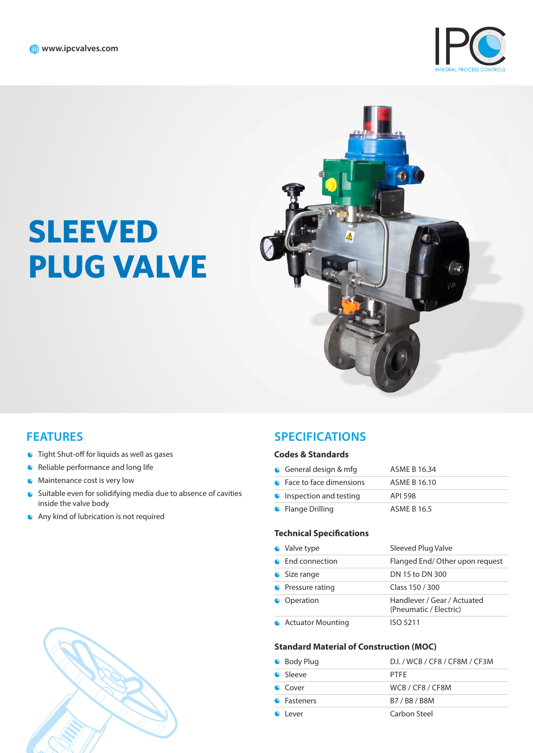www.ipcvalves.com

IPC
INTEGRAL PROCESS CONTROLS

# SLEEVED PLUG VALVE

## FEATURES

- Tight Shut-off for liquids as well as gases
- Reliable performance and long life
- Maintenance cost is very low
- Suitable even for solidifying media due to absence of cavities inside the valve body
- Any kind of lubrication is not required

## SPECIFICATIONS

### Codes & Standards

| | |
|---|---|
| General design & mfg | ASME B 16.34 |
| Face to face dimensions | ASME B 16.10 |
| Inspection and testing | API 598 |
| Flange Drilling | ASME B 16.5 |

### Technical Specifications

| | |
|---|---|
| Valve type | Sleeved Plug Valve |
| End connection | Flanged End/ Other upon request |
| Size range | DN 15 to DN 300 |
| Pressure rating | Class 150 / 300 |
| Operation | Handlever / Gear / Actuated (Pneumatic / Electric) |
| Actuator Mounting | ISO 5211 |

### Standard Material of Construction (MOC)

| | |
|---|---|
| Body Plug | D.I. / WCB / CF8 / CF8M / CF3M |
| Sleeve | PTFE |
| Cover | WCB / CF8 / CF8M |
| Fasteners | B7 / B8 / B8M |
| Lever | Carbon Steel |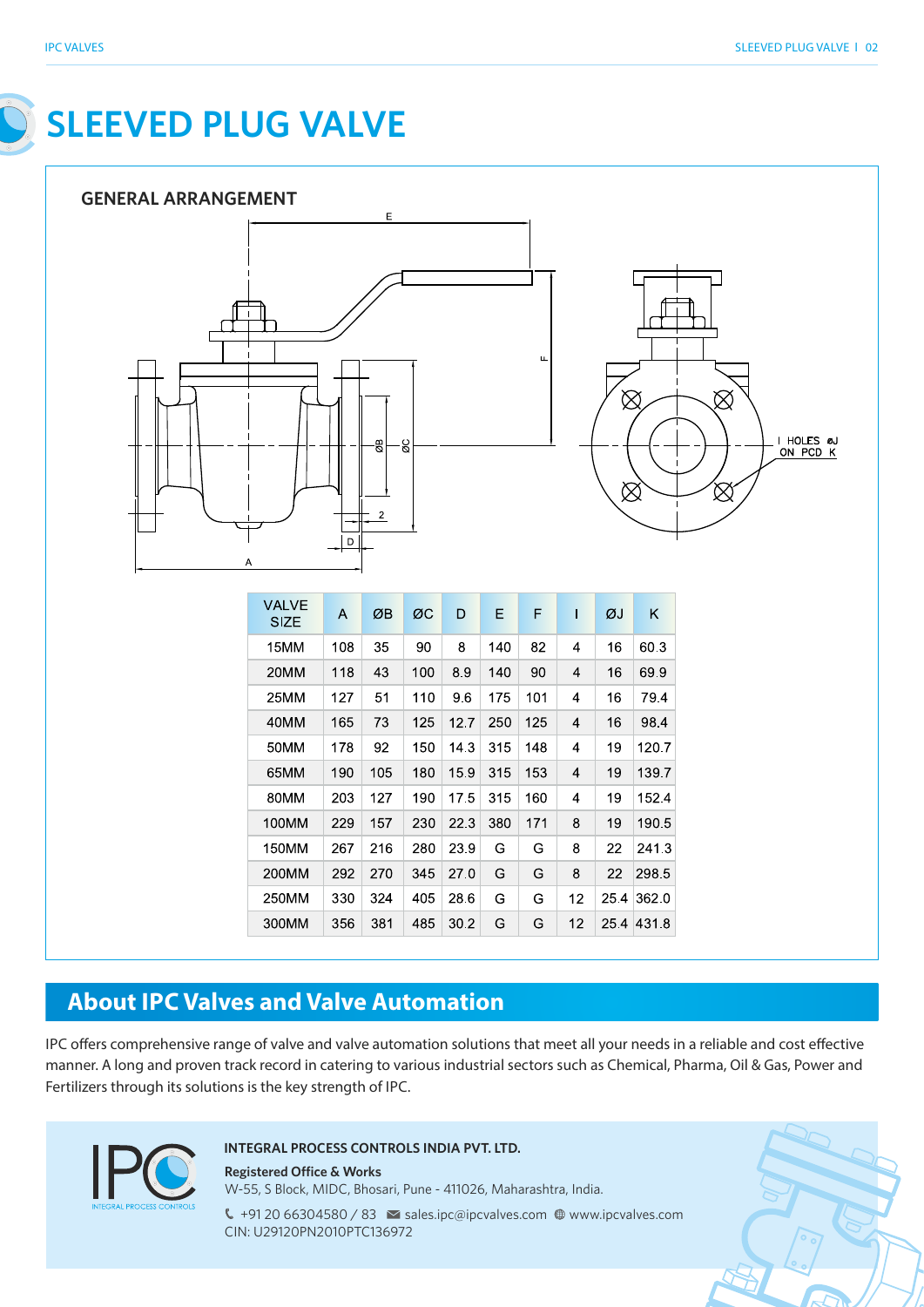# SLEEVED PLUG VALVE

## GENERAL ARRANGEMENT

E

F

ØB

ØC

2

D

A

I HOLES ØJ
ON PCD K

| VALVE SIZE | A | ØB | ØC | D | E | F | I | ØJ | K |
|---|---|---|---|---|---|---|---|---|---|
| 15MM | 108 | 35 | 90 | 8 | 140 | 82 | 4 | 16 | 60.3 |
| 20MM | 118 | 43 | 100 | 8.9 | 140 | 90 | 4 | 16 | 69.9 |
| 25MM | 127 | 51 | 110 | 9.6 | 175 | 101 | 4 | 16 | 79.4 |
| 40MM | 165 | 73 | 125 | 12.7 | 250 | 125 | 4 | 16 | 98.4 |
| 50MM | 178 | 92 | 150 | 14.3 | 315 | 148 | 4 | 19 | 120.7 |
| 65MM | 190 | 105 | 180 | 15.9 | 315 | 153 | 4 | 19 | 139.7 |
| 80MM | 203 | 127 | 190 | 17.5 | 315 | 160 | 4 | 19 | 152.4 |
| 100MM | 229 | 157 | 230 | 22.3 | 380 | 171 | 8 | 19 | 190.5 |
| 150MM | 267 | 216 | 280 | 23.9 | G | G | 8 | 22 | 241.3 |
| 200MM | 292 | 270 | 345 | 27.0 | G | G | 8 | 22 | 298.5 |
| 250MM | 330 | 324 | 405 | 28.6 | G | G | 12 | 25.4 | 362.0 |
| 300MM | 356 | 381 | 485 | 30.2 | G | G | 12 | 25.4 | 431.8 |

## About IPC Valves and Valve Automation

IPC offers comprehensive range of valve and valve automation solutions that meet all your needs in a reliable and cost effective manner. A long and proven track record in catering to various industrial sectors such as Chemical, Pharma, Oil & Gas, Power and Fertilizers through its solutions is the key strength of IPC.

IPC
INTEGRAL PROCESS CONTROLS

**INTEGRAL PROCESS CONTROLS INDIA PVT. LTD.**

**Registered Office & Works**
W-55, S Block, MIDC, Bhosari, Pune - 411026, Maharashtra, India.

+91 20 66304580 / 83 sales.ipc@ipcvalves.com www.ipcvalves.com
CIN: U29120PN2010PTC136972